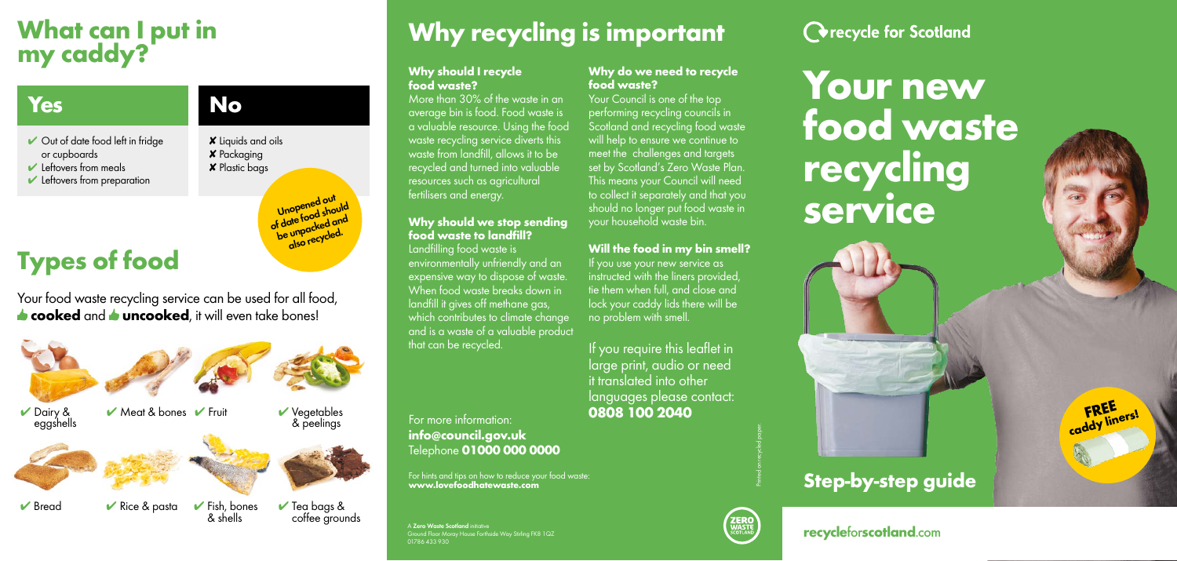# What can I put in my caddy?

## Yes

- ✔ Out of date food left in fridge or cupboards
- ✔ Leftovers from meals
- ✔ Leftovers from preparation

## No

- ✘ Liquids and oils
- ✘ Packaging
- ✘ Plastic bags

Unopened out of date food should be unpacked and also recycled.

# Types of food

Your food waste recycling service can be used for all food, **cooked** and **uncooked**, it will even take bones!

- ✔ Dairy & eggshells
- ✔ Meat & bones
- ✔ Fruit
- ✔ Vegetables & peelings
- ✔ Bread
- ✔ Rice & pasta
- ✔ Fish, bones & shells
- ✔ Tea bags & coffee grounds

# Why recycling is important

### Why should I recycle food waste?

More than 30% of the waste in an average bin is food. Food waste is a valuable resource. Using the food waste recycling service diverts this waste from landfill, allows it to be recycled and turned into valuable resources such as agricultural fertilisers and energy.

### Why should we stop sending food waste to landfill?

Landfilling food waste is environmentally unfriendly and an expensive way to dispose of waste. When food waste breaks down in landfill it gives off methane gas, which contributes to climate change and is a waste of a valuable product that can be recycled.

### Why do we need to recycle food waste?

Your Council is one of the top performing recycling councils in Scotland and recycling food waste will help to ensure we continue to meet the challenges and targets set by Scotland's Zero Waste Plan. This means your Council will need to collect it separately and that you should no longer put food waste in your household waste bin.

### Will the food in my bin smell?

If you use your new service as instructed with the liners provided, tie them when full, and close and lock your caddy lids there will be no problem with smell.

If you require this leaflet in large print, audio or need it translated into other languages please contact: **0808 100 2040**

For more information:
**info@council.gov.uk**
Telephone **01000 000 0000**

For hints and tips on how to reduce your food waste: **www.lovefoodhatewaste.com**

A **Zero Waste Scotland** initiative
Ground Floor Moray House Forthside Way Stirling FK8 1QZ
01786 433 930

Printed on recycled paper

recycle for Scotland

# Your new food waste recycling service

FREE caddy liners!

## Step-by-step guide

**recycle**for**scotland**.com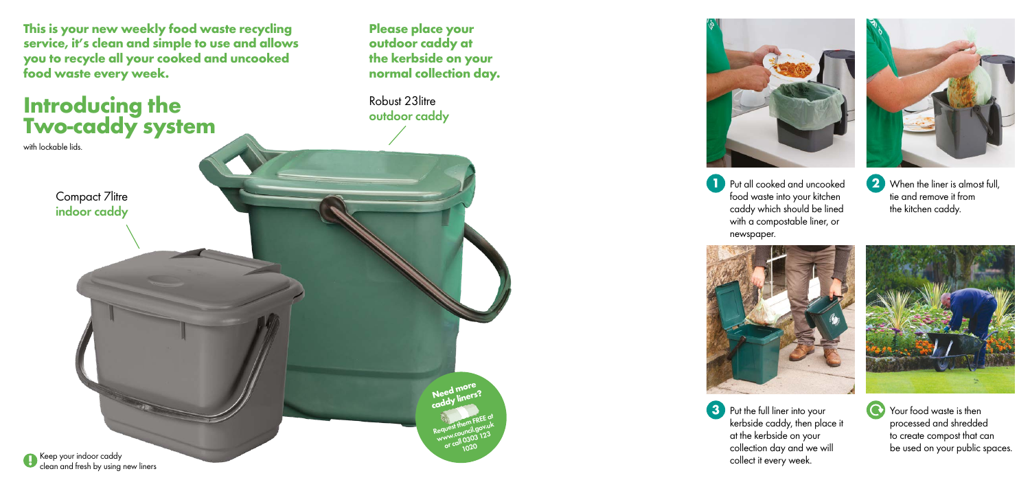**This is your new weekly food waste recycling service, it's clean and simple to use and allows you to recycle all your cooked and uncooked food waste every week.**

# Introducing the Two-caddy system

with lockable lids.

**Please place your outdoor caddy at the kerbside on your normal collection day.**

Robust 23litre **outdoor caddy**

Compact 7litre **indoor caddy**

**Need more caddy liners?**

Request them FREE at www.council.gov.uk or call 0303 123 1020

Keep your indoor caddy clean and fresh by using new liners

1. Put all cooked and uncooked food waste into your kitchen caddy which should be lined with a compostable liner, or newspaper.
2. When the liner is almost full, tie and remove it from the kitchen caddy.
3. Put the full liner into your kerbside caddy, then place it at the kerbside on your collection day and we will collect it every week.

Your food waste is then processed and shredded to create compost that can be used on your public spaces.